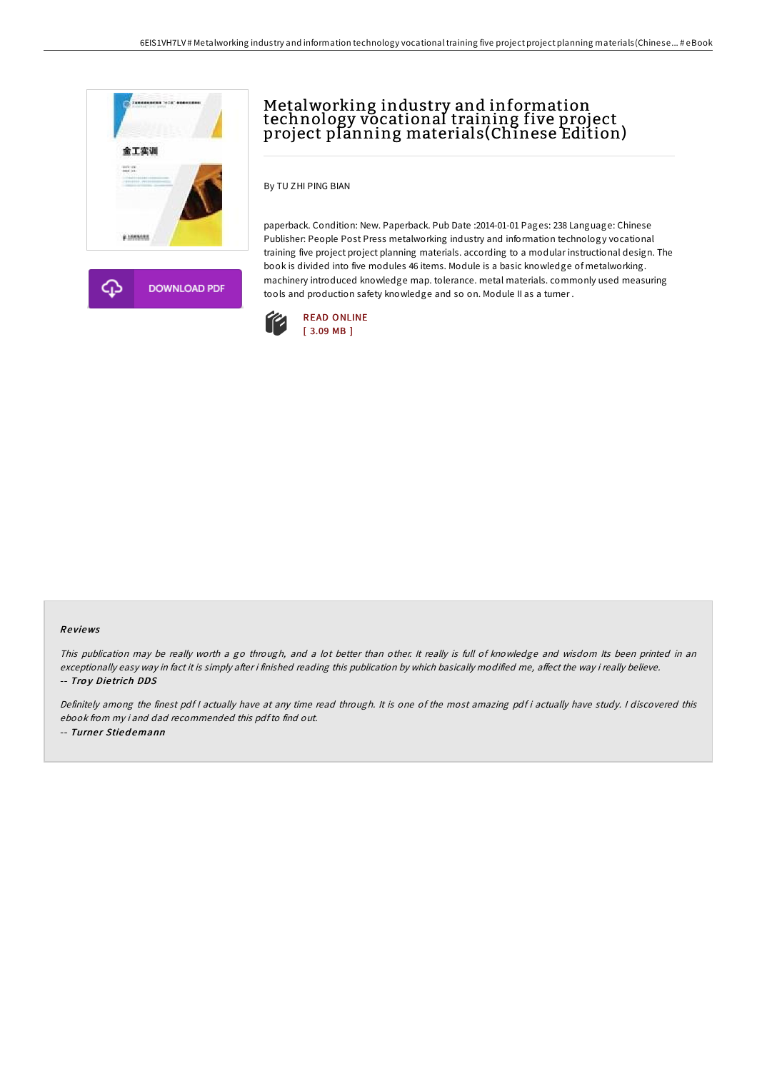# Metalworking industry and information technology vocational training five project project planning materials(Chinese Edition)

By TU ZHI PING BIAN

paperback. Condition: New. Paperback. Pub Date :2014-01-01 Pages: 238 Language: Chinese Publisher: People Post Press metalworking industry and information technology vocational training five project project planning materials. according to a modular instructional design. The book is divided into five modules 46 items. Module is a basic knowledge of metalworking. machinery introduced knowledge map. tolerance. metal materials. commonly used measuring tools and production safety knowledge and so on. Module II as a turner .

DOWNLOAD PDF

READ ONLINE
[ 3.09 MB ]

## Reviews

*This publication may be really worth a go through, and a lot better than other. It really is full of knowledge and wisdom Its been printed in an exceptionally easy way in fact it is simply after i finished reading this publication by which basically modified me, affect the way i really believe.*
-- ***Troy Dietrich DDS***

*Definitely among the finest pdf I actually have at any time read through. It is one of the most amazing pdf i actually have study. I discovered this ebook from my i and dad recommended this pdf to find out.*
-- ***Turner Stiedemann***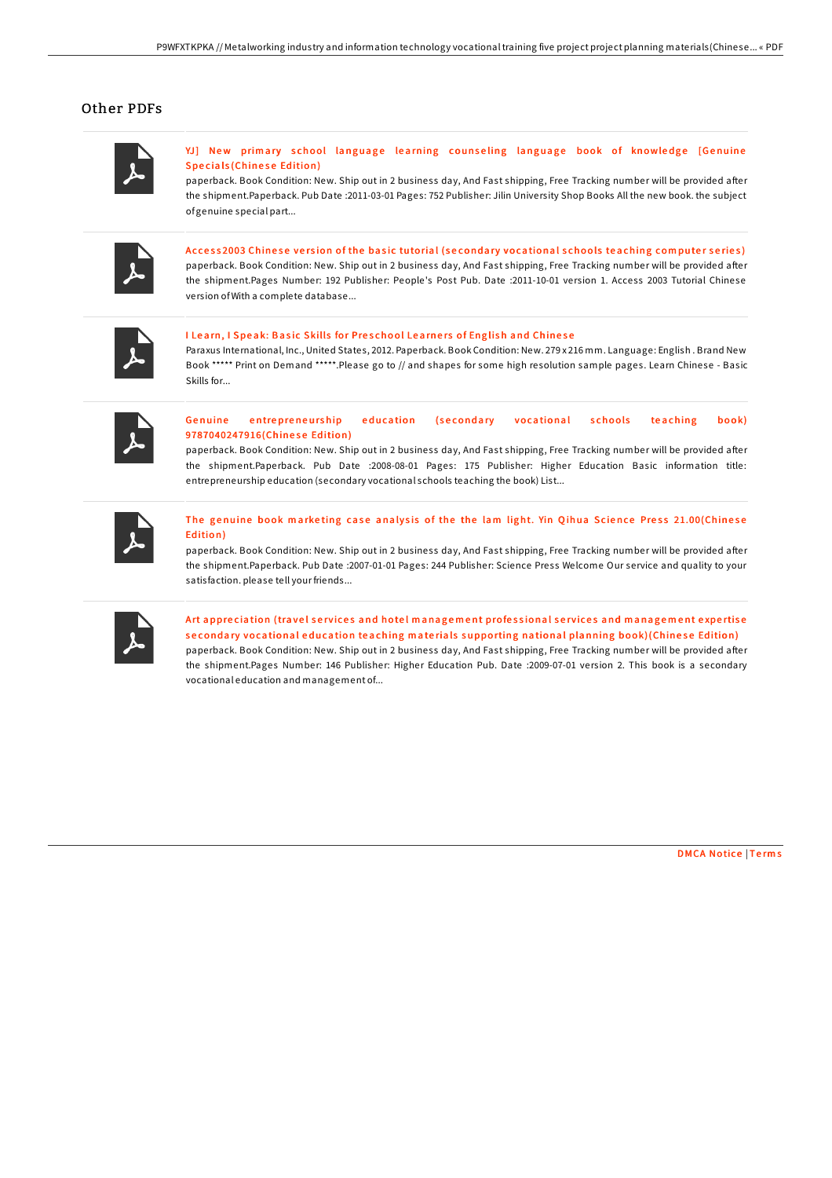## Other PDFs

**YJ] New primary school language learning counseling language book of knowledge [Genuine Specials(Chinese Edition)**

paperback. Book Condition: New. Ship out in 2 business day, And Fast shipping, Free Tracking number will be provided after the shipment.Paperback. Pub Date :2011-03-01 Pages: 752 Publisher: Jilin University Shop Books All the new book. the subject of genuine special part...

**Access2003 Chinese version of the basic tutorial (secondary vocational schools teaching computer series)**

paperback. Book Condition: New. Ship out in 2 business day, And Fast shipping, Free Tracking number will be provided after the shipment.Pages Number: 192 Publisher: People's Post Pub. Date :2011-10-01 version 1. Access 2003 Tutorial Chinese version of With a complete database...

**I Learn, I Speak: Basic Skills for Preschool Learners of English and Chinese**

Paraxus International, Inc., United States, 2012. Paperback. Book Condition: New. 279 x 216 mm. Language: English . Brand New Book ***** Print on Demand *****.Please go to // and shapes for some high resolution sample pages. Learn Chinese - Basic Skills for...

**Genuine entrepreneurship education (secondary vocational schools teaching book) 9787040247916(Chinese Edition)**

paperback. Book Condition: New. Ship out in 2 business day, And Fast shipping, Free Tracking number will be provided after the shipment.Paperback. Pub Date :2008-08-01 Pages: 175 Publisher: Higher Education Basic information title: entrepreneurship education (secondary vocational schools teaching the book) List...

**The genuine book marketing case analysis of the the lam light. Yin Qihua Science Press 21.00(Chinese Edition)**

paperback. Book Condition: New. Ship out in 2 business day, And Fast shipping, Free Tracking number will be provided after the shipment.Paperback. Pub Date :2007-01-01 Pages: 244 Publisher: Science Press Welcome Our service and quality to your satisfaction. please tell your friends...

**Art appreciation (travel services and hotel management professional services and management expertise secondary vocational education teaching materials supporting national planning book)(Chinese Edition)**

paperback. Book Condition: New. Ship out in 2 business day, And Fast shipping, Free Tracking number will be provided after the shipment.Pages Number: 146 Publisher: Higher Education Pub. Date :2009-07-01 version 2. This book is a secondary vocational education and management of...

DMCA Notice | Terms